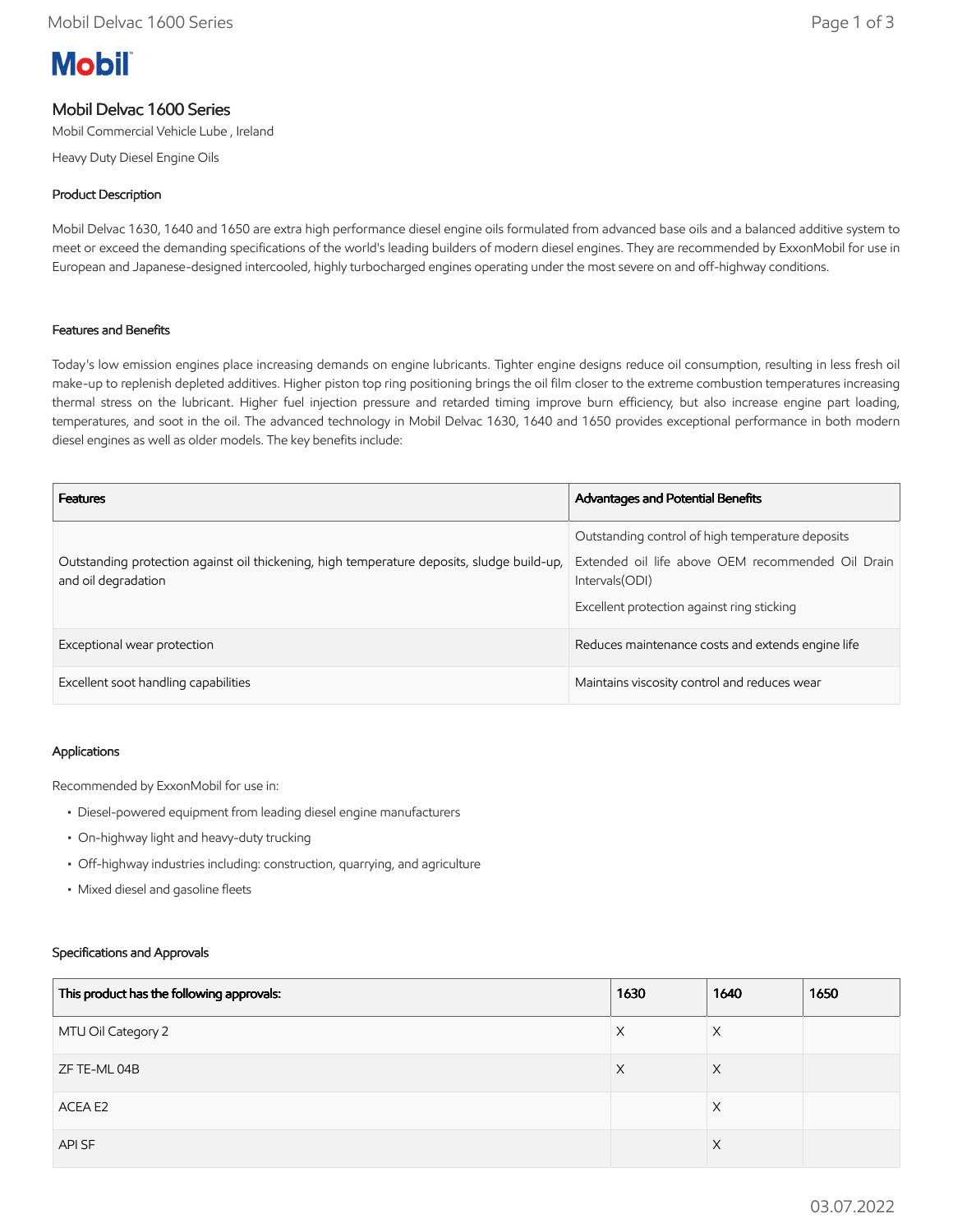Mobil

# Mobil Delvac 1600 Series

Mobil Commercial Vehicle Lube , Ireland

Heavy Duty Diesel Engine Oils

## Product Description

Mobil Delvac 1630, 1640 and 1650 are extra high performance diesel engine oils formulated from advanced base oils and a balanced additive system to meet or exceed the demanding specifications of the world's leading builders of modern diesel engines. They are recommended by ExxonMobil for use in European and Japanese-designed intercooled, highly turbocharged engines operating under the most severe on and off-highway conditions.

## Features and Benefits

Today's low emission engines place increasing demands on engine lubricants. Tighter engine designs reduce oil consumption, resulting in less fresh oil make-up to replenish depleted additives. Higher piston top ring positioning brings the oil film closer to the extreme combustion temperatures increasing thermal stress on the lubricant. Higher fuel injection pressure and retarded timing improve burn efficiency, but also increase engine part loading, temperatures, and soot in the oil. The advanced technology in Mobil Delvac 1630, 1640 and 1650 provides exceptional performance in both modern diesel engines as well as older models. The key benefits include:

| Features | Advantages and Potential Benefits |
|---|---|
| Outstanding protection against oil thickening, high temperature deposits, sludge build-up, and oil degradation | Outstanding control of high temperature deposits<br>Extended oil life above OEM recommended Oil Drain Intervals(ODI)<br>Excellent protection against ring sticking |
| Exceptional wear protection | Reduces maintenance costs and extends engine life |
| Excellent soot handling capabilities | Maintains viscosity control and reduces wear |

## Applications

Recommended by ExxonMobil for use in:

- Diesel-powered equipment from leading diesel engine manufacturers
- On-highway light and heavy-duty trucking
- Off-highway industries including: construction, quarrying, and agriculture
- Mixed diesel and gasoline fleets

## Specifications and Approvals

| This product has the following approvals: | 1630 | 1640 | 1650 |
|---|---|---|---|
| MTU Oil Category 2 | X | X | |
| ZF TE-ML 04B | X | X | |
| ACEA E2 | | X | |
| API SF | | X | |

03.07.2022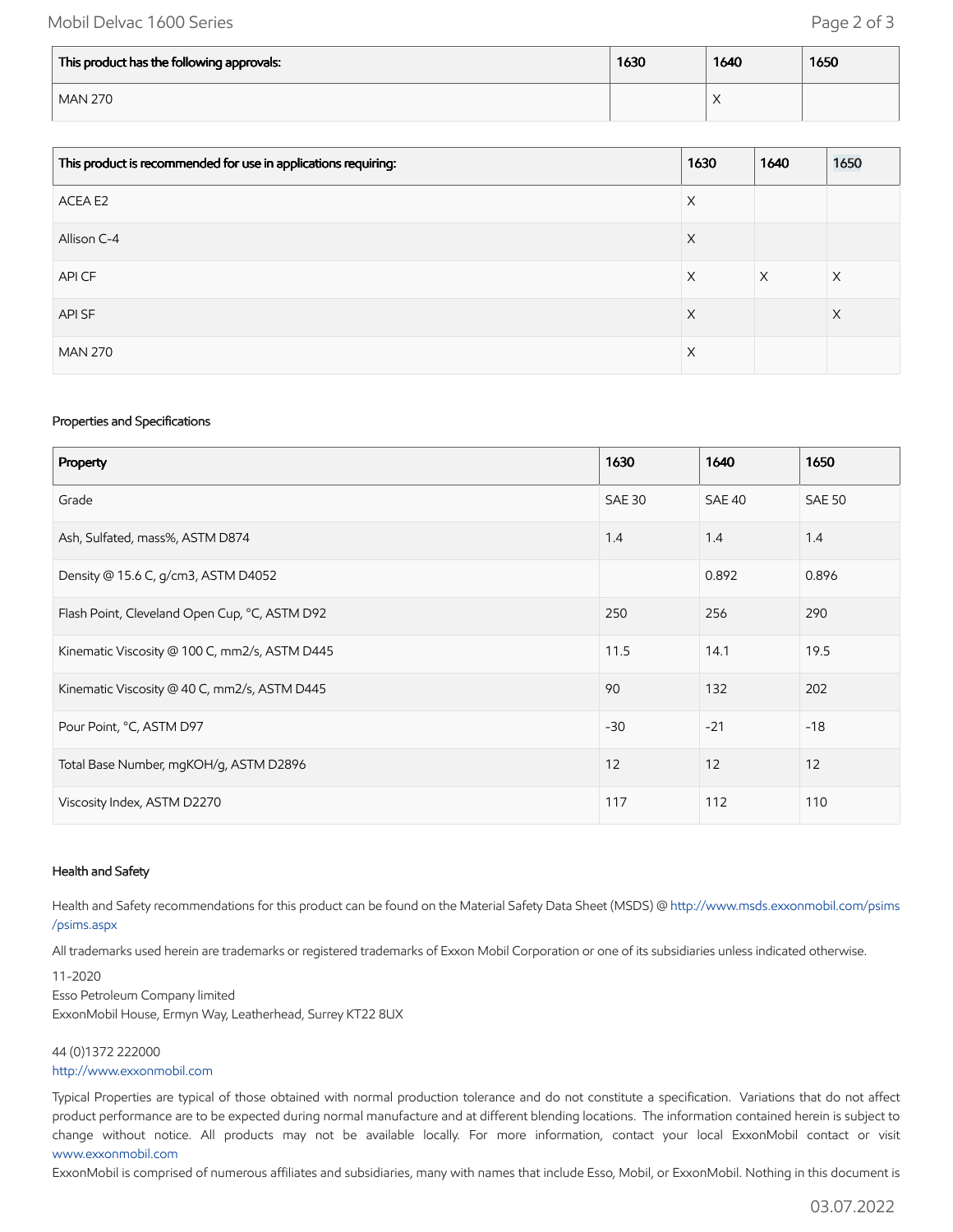| This product has the following approvals: | 1630 | 1640 | 1650 |
|---|---|---|---|
| MAN 270 | | X | |

| This product is recommended for use in applications requiring: | 1630 | 1640 | 1650 |
|---|---|---|---|
| ACEA E2 | X | | |
| Allison C-4 | X | | |
| API CF | X | X | X |
| API SF | X | | X |
| MAN 270 | X | | |

### Properties and Specifications

| Property | 1630 | 1640 | 1650 |
|---|---|---|---|
| Grade | SAE 30 | SAE 40 | SAE 50 |
| Ash, Sulfated, mass%, ASTM D874 | 1.4 | 1.4 | 1.4 |
| Density @ 15.6 C, g/cm3, ASTM D4052 | | 0.892 | 0.896 |
| Flash Point, Cleveland Open Cup, °C, ASTM D92 | 250 | 256 | 290 |
| Kinematic Viscosity @ 100 C, mm2/s, ASTM D445 | 11.5 | 14.1 | 19.5 |
| Kinematic Viscosity @ 40 C, mm2/s, ASTM D445 | 90 | 132 | 202 |
| Pour Point, °C, ASTM D97 | -30 | -21 | -18 |
| Total Base Number, mgKOH/g, ASTM D2896 | 12 | 12 | 12 |
| Viscosity Index, ASTM D2270 | 117 | 112 | 110 |

### Health and Safety

Health and Safety recommendations for this product can be found on the Material Safety Data Sheet (MSDS) @ http://www.msds.exxonmobil.com/psims/psims.aspx

All trademarks used herein are trademarks or registered trademarks of Exxon Mobil Corporation or one of its subsidiaries unless indicated otherwise.

11-2020
Esso Petroleum Company limited
ExxonMobil House, Ermyn Way, Leatherhead, Surrey KT22 8UX

44 (0)1372 222000
http://www.exxonmobil.com

Typical Properties are typical of those obtained with normal production tolerance and do not constitute a specification. Variations that do not affect product performance are to be expected during normal manufacture and at different blending locations. The information contained herein is subject to change without notice. All products may not be available locally. For more information, contact your local ExxonMobil contact or visit www.exxonmobil.com

ExxonMobil is comprised of numerous affiliates and subsidiaries, many with names that include Esso, Mobil, or ExxonMobil. Nothing in this document is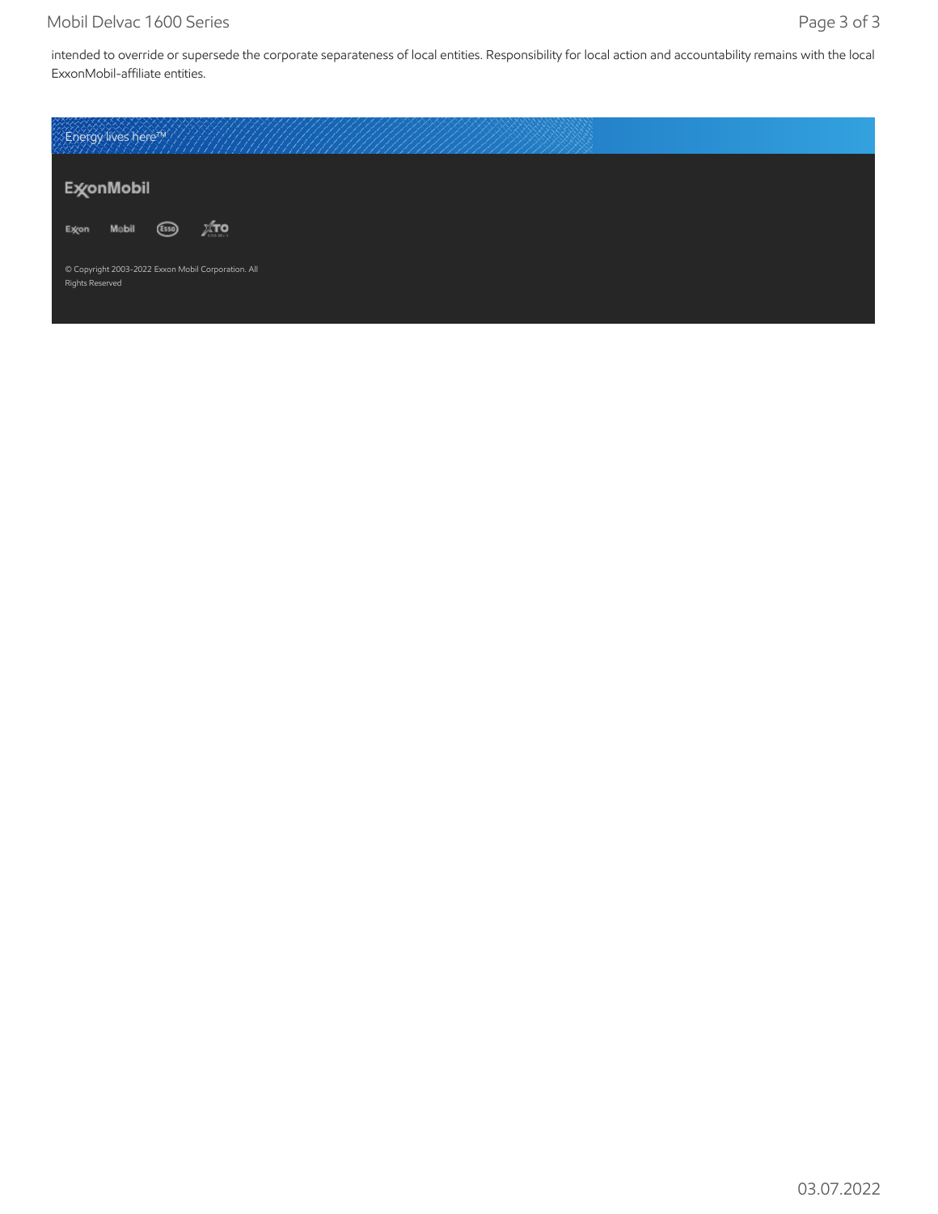intended to override or supersede the corporate separateness of local entities. Responsibility for local action and accountability remains with the local ExxonMobil-affiliate entities.

Energy lives here™

ExxonMobil

Exxon Mobil Esso XTO

© Copyright 2003-2022 Exxon Mobil Corporation. All Rights Reserved